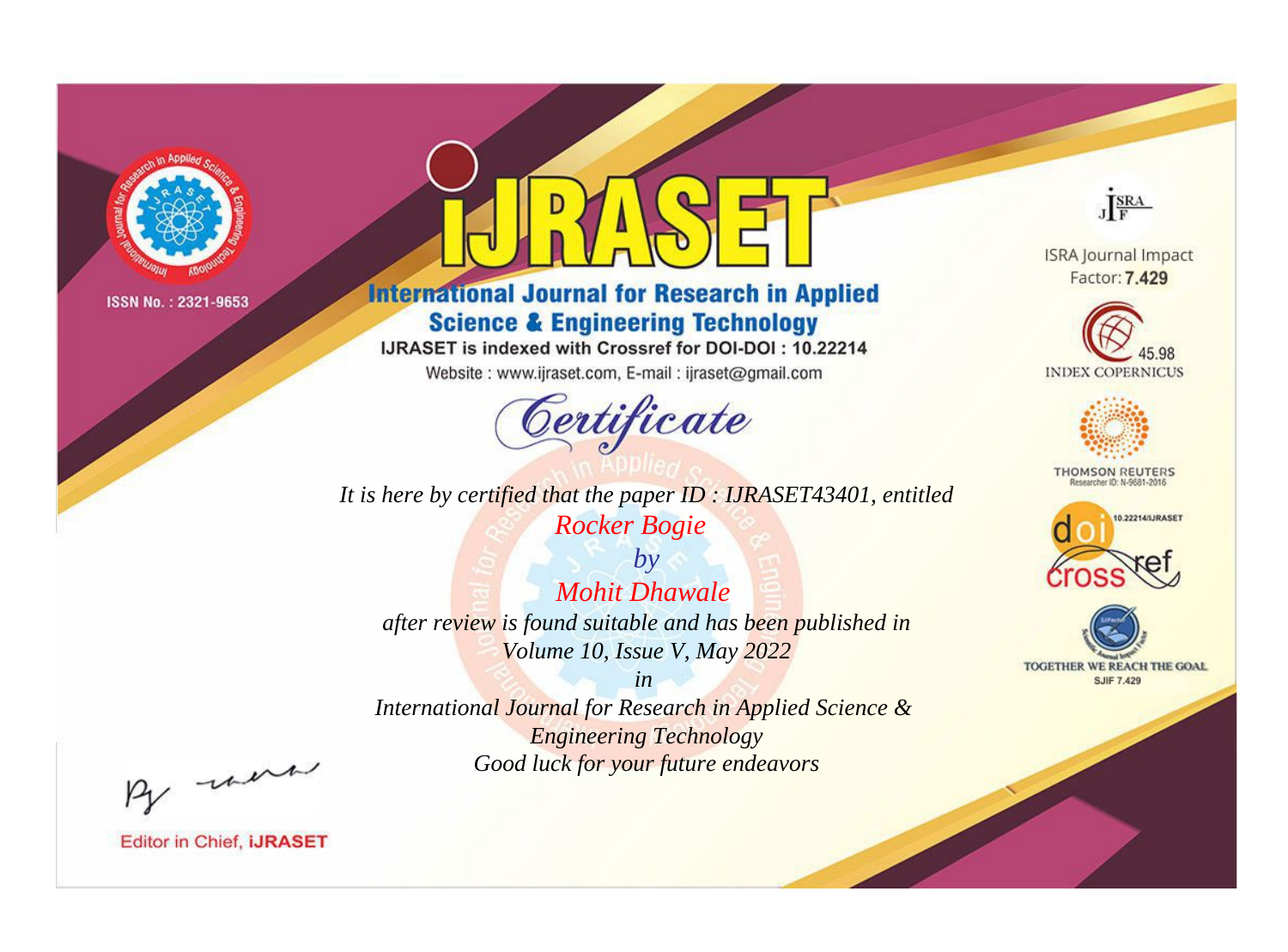ISSN No. : 2321-9653

# IJRASET

## International Journal for Research in Applied Science & Engineering Technology

IJRASET is indexed with Crossref for DOI-DOI : 10.22214

Website : www.ijraset.com, E-mail : ijraset@gmail.com

## Certificate

*It is here by certified that the paper ID : IJRASET43401, entitled*

*Rocker Bogie*

*by*

*Mohit Dhawale*

*after review is found suitable and has been published in*

*Volume 10, Issue V, May 2022*

*in*

*International Journal for Research in Applied Science & Engineering Technology*

*Good luck for your future endeavors*

ISRA Journal Impact Factor: **7.429**

45.98 INDEX COPERNICUS

THOMSON REUTERS Researcher ID: N-9681-2016

10.22214/IJRASET

TOGETHER WE REACH THE GOAL SJIF 7.429

Editor in Chief, **iJRASET**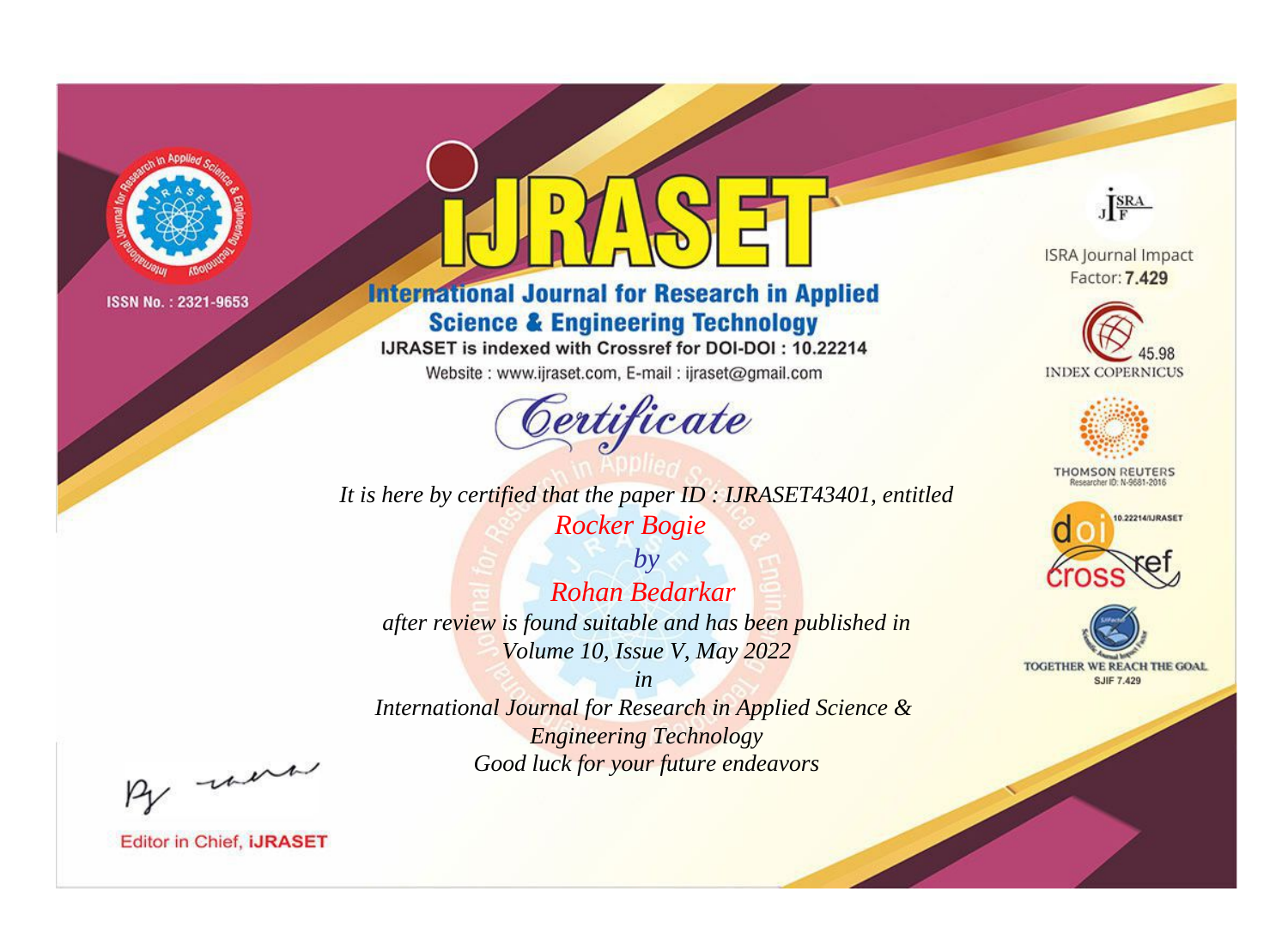ISSN No. : 2321-9653

# iJRASET

## International Journal for Research in Applied Science & Engineering Technology

IJRASET is indexed with Crossref for DOI-DOI : 10.22214

Website : www.ijraset.com, E-mail : ijraset@gmail.com

## Certificate

*It is here by certified that the paper ID : IJRASET43401, entitled*

*Rocker Bogie*

*by*

*Rohan Bedarkar*

*after review is found suitable and has been published in*

*Volume 10, Issue V, May 2022*

*in*

*International Journal for Research in Applied Science & Engineering Technology*

*Good luck for your future endeavors*

ISRA Journal Impact Factor: **7.429**

45.98 INDEX COPERNICUS

THOMSON REUTERS Researcher ID: N-9681-2016

10.22214/IJRASET

TOGETHER WE REACH THE GOAL SJIF 7.429

Editor in Chief, **iJRASET**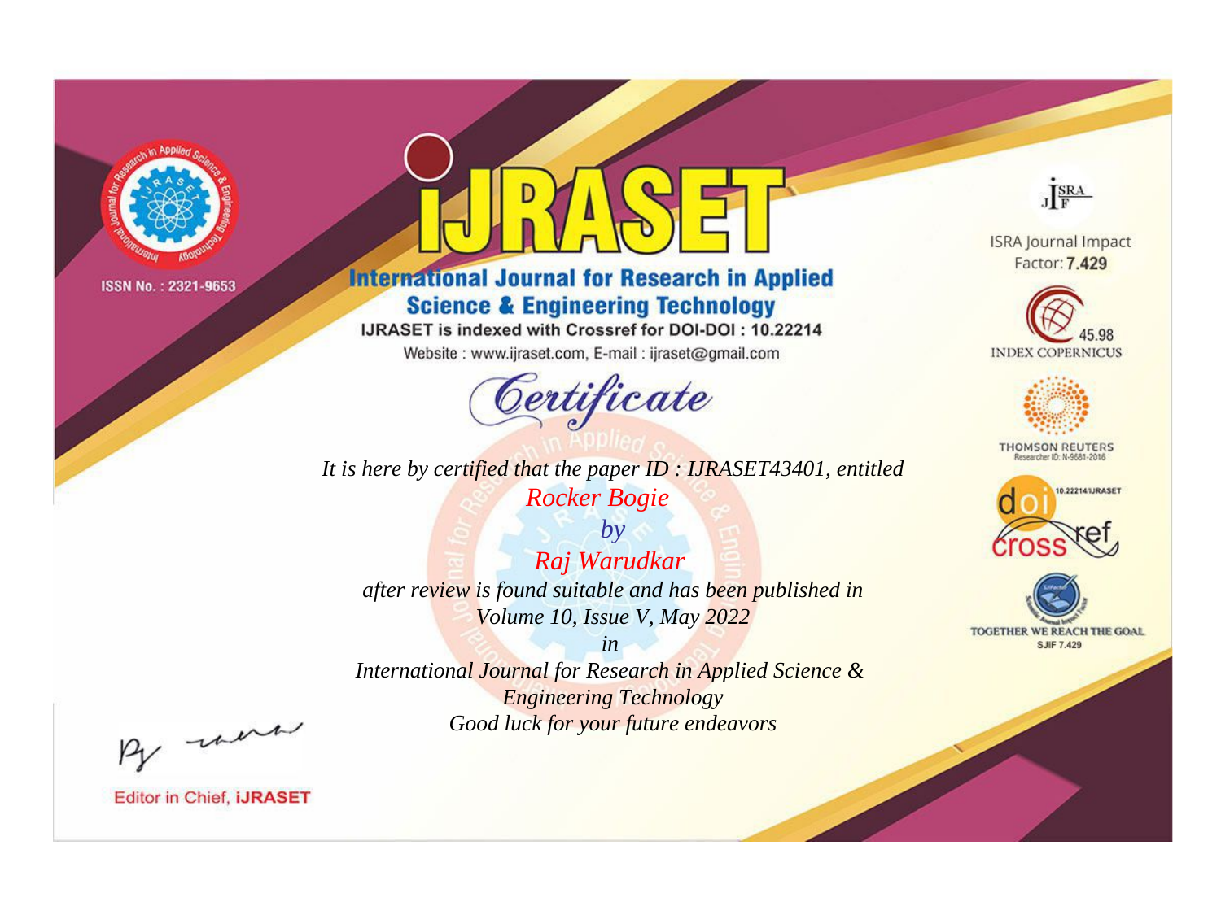ISSN No. : 2321-9653

# iJRASET

## International Journal for Research in Applied Science & Engineering Technology

IJRASET is indexed with Crossref for DOI-DOI : 10.22214

Website : www.ijraset.com, E-mail : ijraset@gmail.com

ISRA Journal Impact Factor: **7.429**

45.98 INDEX COPERNICUS

THOMSON REUTERS Researcher ID: N-9681-2016

10.22214/IJRASET

TOGETHER WE REACH THE GOAL SJIF 7.429

## *Certificate*

*It is here by certified that the paper ID : IJRASET43401, entitled*

*Rocker Bogie*

*by*

*Raj Warudkar*

*after review is found suitable and has been published in*

*Volume 10, Issue V, May 2022*

*in*

*International Journal for Research in Applied Science & Engineering Technology*

*Good luck for your future endeavors*

Editor in Chief, **iJRASET**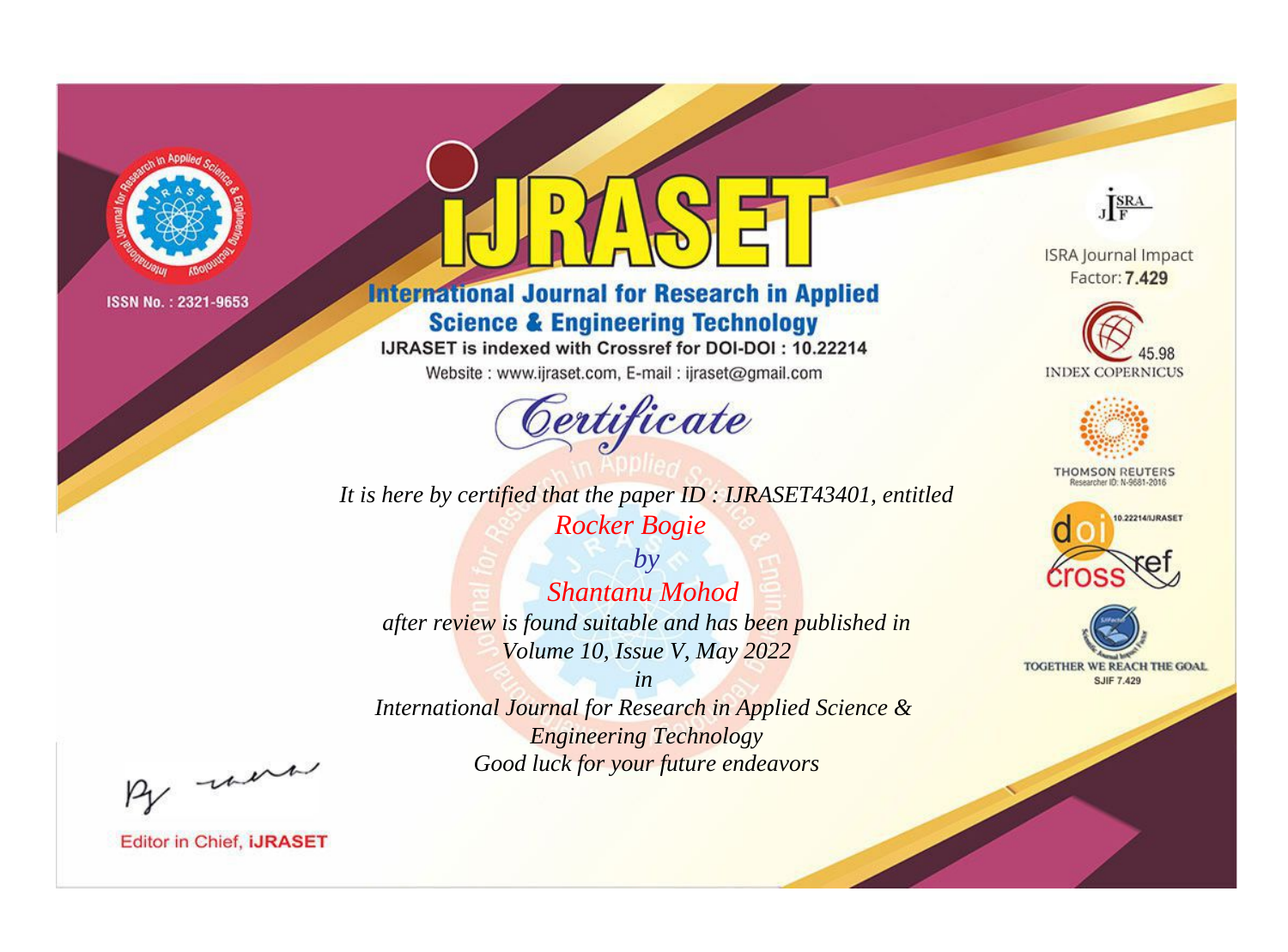ISSN No. : 2321-9653

# IJRASET

## International Journal for Research in Applied Science & Engineering Technology

IJRASET is indexed with Crossref for DOI-DOI : 10.22214

Website : www.ijraset.com, E-mail : ijraset@gmail.com

ISRA Journal Impact Factor: **7.429**

45.98 INDEX COPERNICUS

THOMSON REUTERS Researcher ID: N-9681-2016

10.22214/IJRASET

TOGETHER WE REACH THE GOAL SJIF 7.429

# *Certificate*

*It is here by certified that the paper ID : IJRASET43401, entitled*

*Rocker Bogie*

*by*

*Shantanu Mohod*

*after review is found suitable and has been published in*

*Volume 10, Issue V, May 2022*

*in*

*International Journal for Research in Applied Science & Engineering Technology*

*Good luck for your future endeavors*

Editor in Chief, **IJRASET**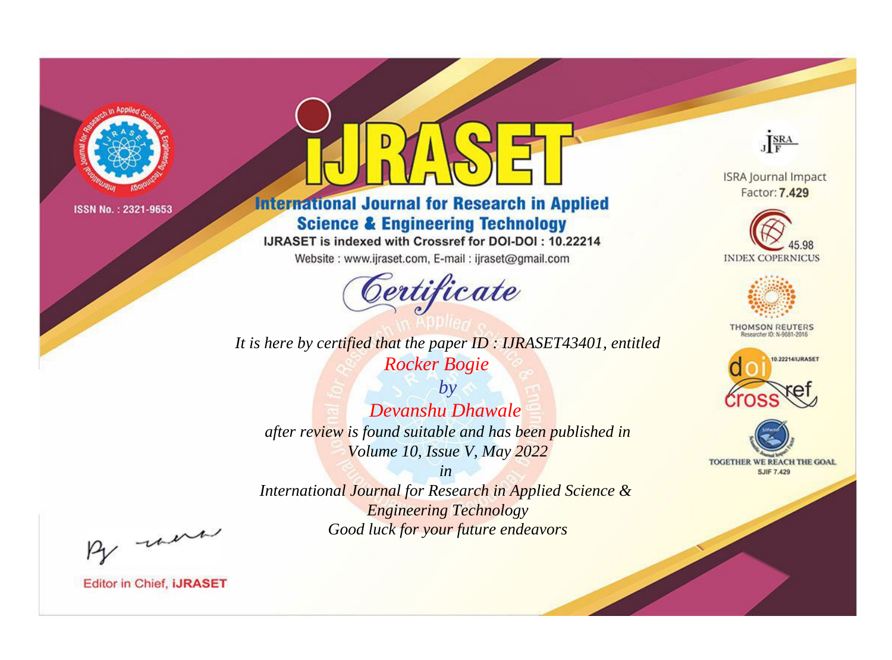ISSN No. : 2321-9653

# iJRASET

## International Journal for Research in Applied Science & Engineering Technology

IJRASET is indexed with Crossref for DOI-DOI : 10.22214

Website : www.ijraset.com, E-mail : ijraset@gmail.com

ISRA Journal Impact Factor: **7.429**

45.98 INDEX COPERNICUS

THOMSON REUTERS Researcher ID: N-9681-2016

10.22214/IJRASET

TOGETHER WE REACH THE GOAL SJIF 7.429

# *Certificate*

*It is here by certified that the paper ID : IJRASET43401, entitled*

*Rocker Bogie*

*by*

*Devanshu Dhawale*

*after review is found suitable and has been published in*

*Volume 10, Issue V, May 2022*

*in*

*International Journal for Research in Applied Science & Engineering Technology*

*Good luck for your future endeavors*

Editor in Chief, **iJRASET**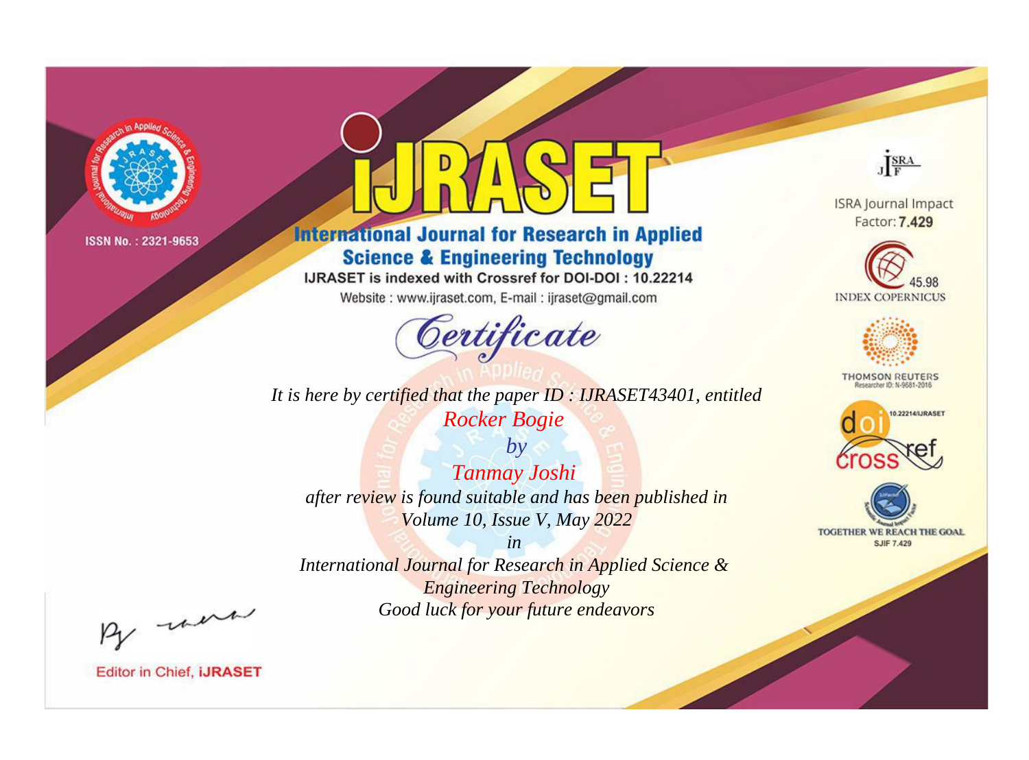ISSN No. : 2321-9653

# IJRASET

## International Journal for Research in Applied Science & Engineering Technology

IJRASET is indexed with Crossref for DOI-DOI : 10.22214

Website : www.ijraset.com, E-mail : ijraset@gmail.com

*Certificate*

*It is here by certified that the paper ID : IJRASET43401, entitled*

*Rocker Bogie*

*by*

*Tanmay Joshi*

*after review is found suitable and has been published in*

*Volume 10, Issue V, May 2022*

*in*

*International Journal for Research in Applied Science & Engineering Technology*

*Good luck for your future endeavors*

ISRA Journal Impact Factor: **7.429**

45.98 INDEX COPERNICUS

THOMSON REUTERS Researcher ID: N-9681-2016

10.22214/IJRASET

TOGETHER WE REACH THE GOAL SJIF 7.429

Editor in Chief, **iJRASET**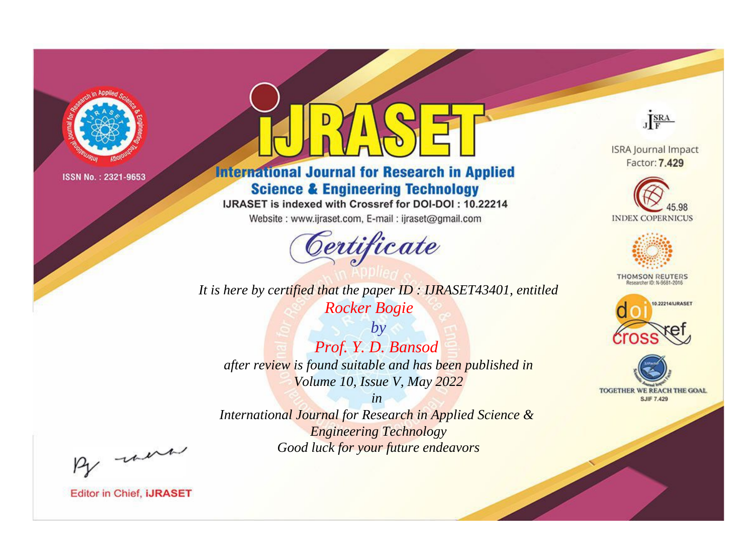ISSN No. : 2321-9653

# iJRASET

## International Journal for Research in Applied Science & Engineering Technology

IJRASET is indexed with Crossref for DOI-DOI : 10.22214

Website : www.ijraset.com, E-mail : ijraset@gmail.com

*Certificate*

*It is here by certified that the paper ID : IJRASET43401, entitled*

*Rocker Bogie*

*by*

*Prof. Y. D. Bansod*

*after review is found suitable and has been published in*

*Volume 10, Issue V, May 2022*

*in*

*International Journal for Research in Applied Science & Engineering Technology*

*Good luck for your future endeavors*

ISRA Journal Impact Factor: **7.429**

45.98 INDEX COPERNICUS

THOMSON REUTERS Researcher ID: N-9681-2016

10.22214/IJRASET

TOGETHER WE REACH THE GOAL SJIF 7.429

Editor in Chief, **iJRASET**